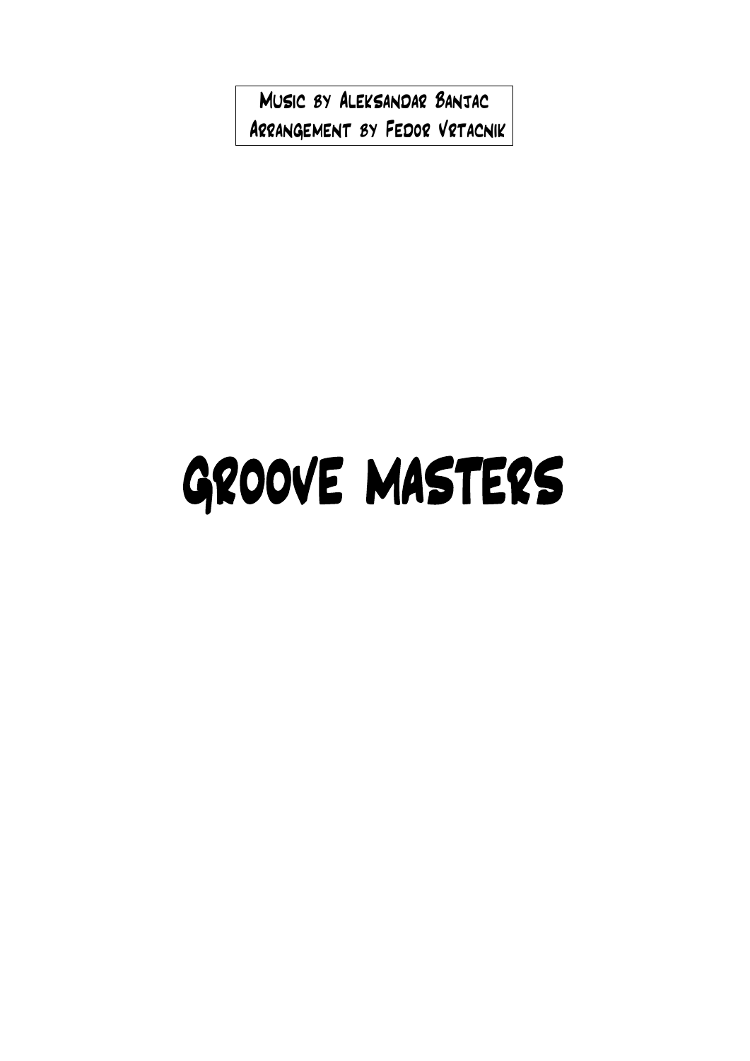Music by Aleksandar Banjac
Arrangement by Fedor Vrtacnik

# GROOVE MASTERS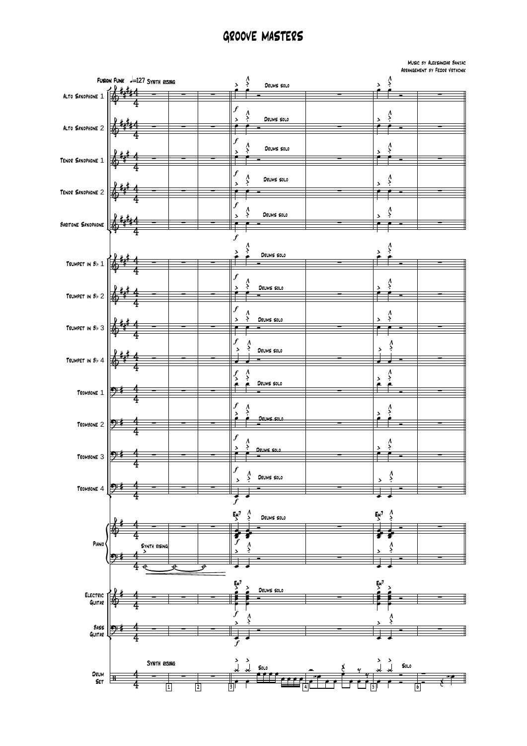# Groove Masters

Music by Aleksandar Banjac
Arrangement by Fedor Vrtacnik

Fusion Funk ♩=127 Synth rising

Alto Saxophone 1
Alto Saxophone 2
Tenor Saxophone 1
Tenor Saxophone 2
Baritone Saxophone
Trumpet in B♭ 1
Trumpet in B♭ 2
Trumpet in B♭ 3
Trumpet in B♭ 4
Trombone 1
Trombone 2
Trombone 3
Trombone 4
Piano
Electric Guitar
Bass Guitar
Drum Set

Drums solo

Em7

Synth rising

Solo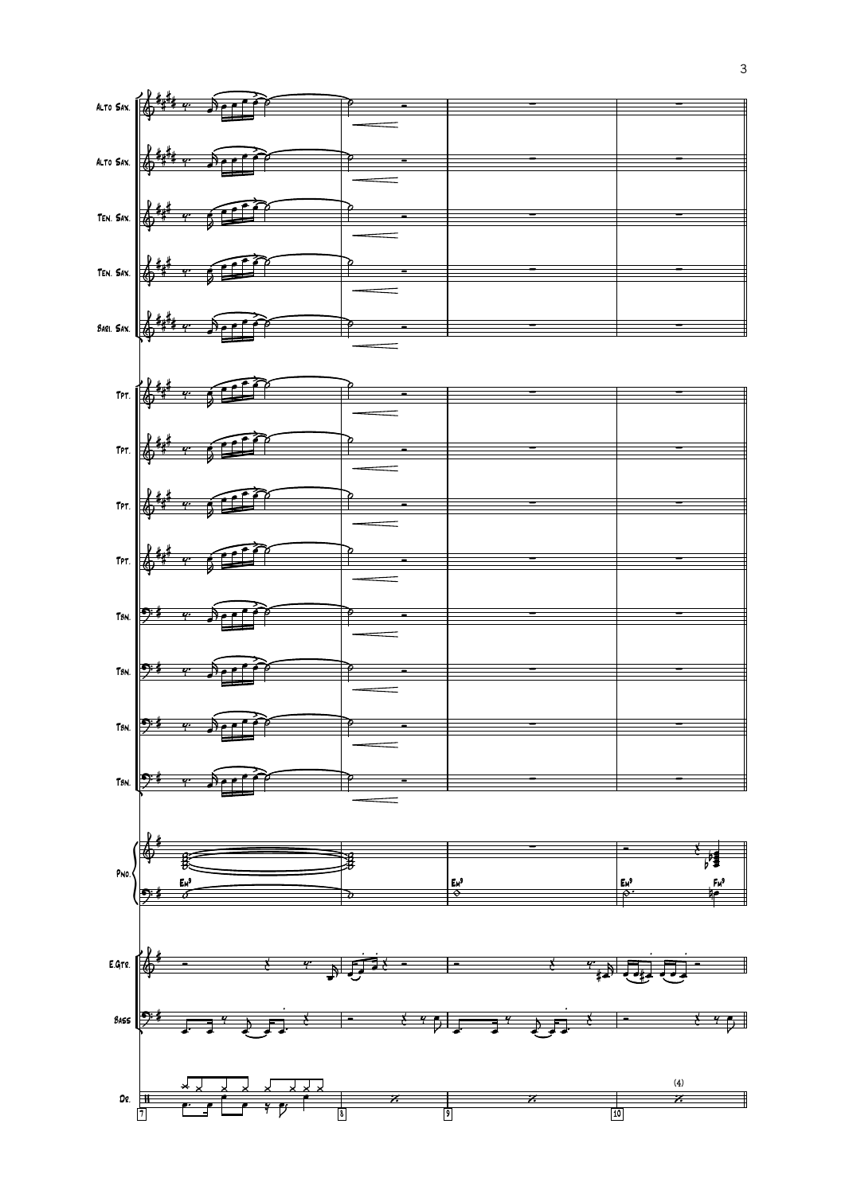Alto Sax.

Alto Sax.

Ten. Sax.

Ten. Sax.

Bari. Sax.

Tpt.

Tpt.

Tpt.

Tpt.

Tbn.

Tbn.

Tbn.

Tbn.

Pno.

Em9

Em9

Em9

Fm9

E.Gtr.

Bass

Dr.

(4)

7

8

9

10